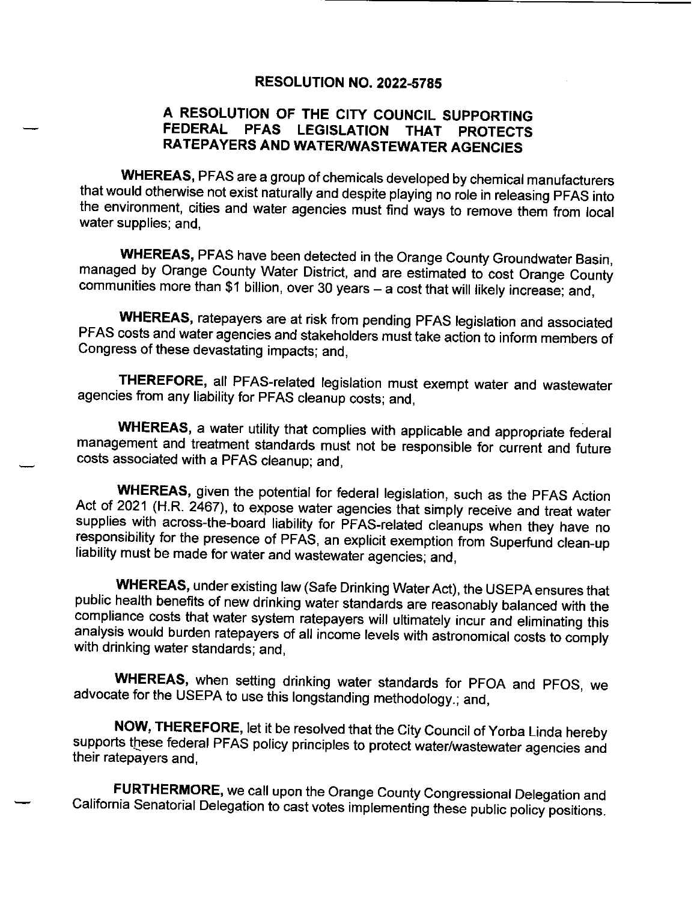# RESOLUTION NO. 2022-5785

## A RESOLUTION OF THE CITY COUNCIL SUPPORTING FEDERAL PFAS LEGISLATION THAT PROTECTS RATEPAYERS AND WATER/WASTEWATER AGENCIES

**WHEREAS,** PFAS are a group of chemicals developed by chemical manufacturers that would otherwise not exist naturally and despite playing no role in releasing PFAS into the environment, cities and water agencies must find ways to remove them from local water supplies; and,

**WHEREAS,** PFAS have been detected in the Orange County Groundwater Basin, managed by Orange County Water District, and are estimated to cost Orange County communities more than $1 billion, over 30 years – a cost that will likely increase; and,

**WHEREAS,** ratepayers are at risk from pending PFAS legislation and associated PFAS costs and water agencies and stakeholders must take action to inform members of Congress of these devastating impacts; and,

**THEREFORE,** all PFAS-related legislation must exempt water and wastewater agencies from any liability for PFAS cleanup costs; and,

**WHEREAS,** a water utility that complies with applicable and appropriate federal management and treatment standards must not be responsible for current and future costs associated with a PFAS cleanup; and,

**WHEREAS,** given the potential for federal legislation, such as the PFAS Action Act of 2021 (H.R. 2467), to expose water agencies that simply receive and treat water supplies with across-the-board liability for PFAS-related cleanups when they have no responsibility for the presence of PFAS, an explicit exemption from Superfund clean-up liability must be made for water and wastewater agencies; and,

**WHEREAS,** under existing law (Safe Drinking Water Act), the USEPA ensures that public health benefits of new drinking water standards are reasonably balanced with the compliance costs that water system ratepayers will ultimately incur and eliminating this analysis would burden ratepayers of all income levels with astronomical costs to comply with drinking water standards; and,

**WHEREAS,** when setting drinking water standards for PFOA and PFOS, we advocate for the USEPA to use this longstanding methodology.; and,

**NOW, THEREFORE,** let it be resolved that the City Council of Yorba Linda hereby supports these federal PFAS policy principles to protect water/wastewater agencies and their ratepayers and,

**FURTHERMORE,** we call upon the Orange County Congressional Delegation and California Senatorial Delegation to cast votes implementing these public policy positions.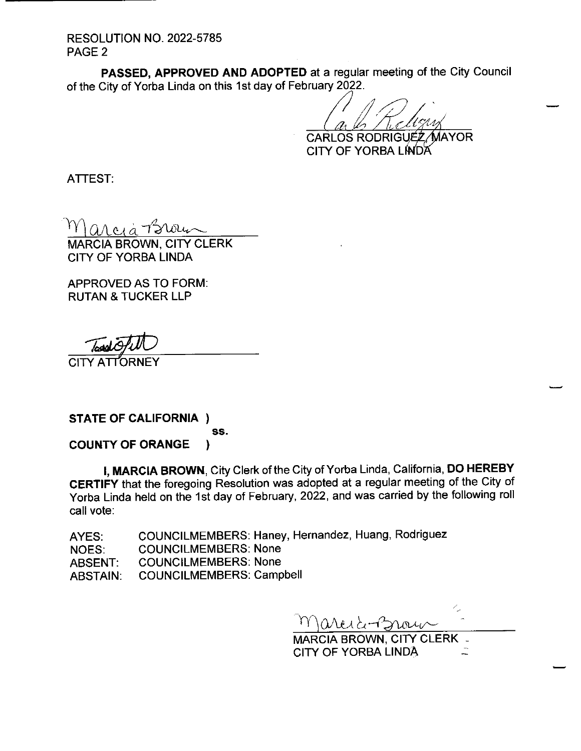RESOLUTION NO. 2022-5785
PAGE 2

**PASSED, APPROVED AND ADOPTED** at a regular meeting of the City Council of the City of Yorba Linda on this 1st day of February 2022.

CARLOS RODRIGUEZ, MAYOR
CITY OF YORBA LINDA

ATTEST:

MARCIA BROWN, CITY CLERK
CITY OF YORBA LINDA

APPROVED AS TO FORM:
RUTAN & TUCKER LLP

CITY ATTORNEY

**STATE OF CALIFORNIA )**
**ss.**
**COUNTY OF ORANGE )**

**I, MARCIA BROWN**, City Clerk of the City of Yorba Linda, California, **DO HEREBY CERTIFY** that the foregoing Resolution was adopted at a regular meeting of the City of Yorba Linda held on the 1st day of February, 2022, and was carried by the following roll call vote:

AYES: COUNCILMEMBERS: Haney, Hernandez, Huang, Rodriguez
NOES: COUNCILMEMBERS: None
ABSENT: COUNCILMEMBERS: None
ABSTAIN: COUNCILMEMBERS: Campbell

MARCIA BROWN, CITY CLERK
CITY OF YORBA LINDA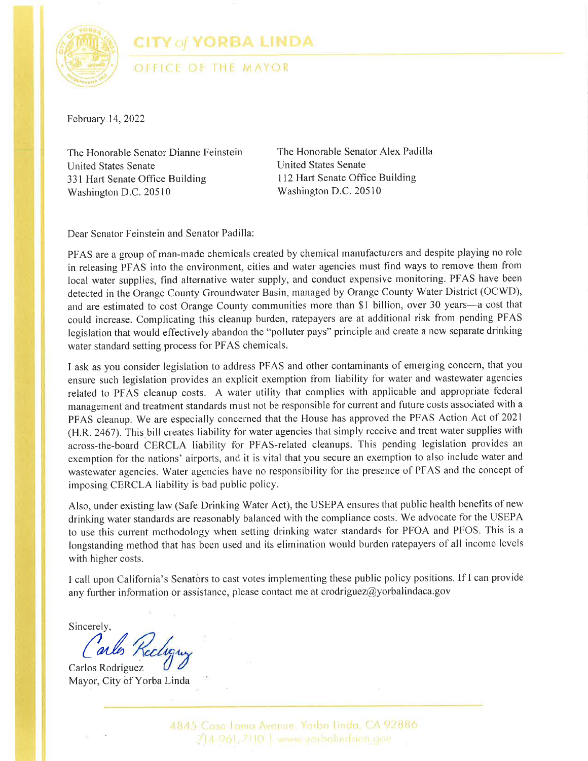# CITY of YORBA LINDA

## OFFICE OF THE MAYOR

February 14, 2022

The Honorable Senator Dianne Feinstein
United States Senate
331 Hart Senate Office Building
Washington D.C. 20510

The Honorable Senator Alex Padilla
United States Senate
112 Hart Senate Office Building
Washington D.C. 20510

Dear Senator Feinstein and Senator Padilla:

PFAS are a group of man-made chemicals created by chemical manufacturers and despite playing no role in releasing PFAS into the environment, cities and water agencies must find ways to remove them from local water supplies, find alternative water supply, and conduct expensive monitoring. PFAS have been detected in the Orange County Groundwater Basin, managed by Orange County Water District (OCWD), and are estimated to cost Orange County communities more than $1 billion, over 30 years—a cost that could increase. Complicating this cleanup burden, ratepayers are at additional risk from pending PFAS legislation that would effectively abandon the "polluter pays" principle and create a new separate drinking water standard setting process for PFAS chemicals.

I ask as you consider legislation to address PFAS and other contaminants of emerging concern, that you ensure such legislation provides an explicit exemption from liability for water and wastewater agencies related to PFAS cleanup costs. A water utility that complies with applicable and appropriate federal management and treatment standards must not be responsible for current and future costs associated with a PFAS cleanup. We are especially concerned that the House has approved the PFAS Action Act of 2021 (H.R. 2467). This bill creates liability for water agencies that simply receive and treat water supplies with across-the-board CERCLA liability for PFAS-related cleanups. This pending legislation provides an exemption for the nations' airports, and it is vital that you secure an exemption to also include water and wastewater agencies. Water agencies have no responsibility for the presence of PFAS and the concept of imposing CERCLA liability is bad public policy.

Also, under existing law (Safe Drinking Water Act), the USEPA ensures that public health benefits of new drinking water standards are reasonably balanced with the compliance costs. We advocate for the USEPA to use this current methodology when setting drinking water standards for PFOA and PFOS. This is a longstanding method that has been used and its elimination would burden ratepayers of all income levels with higher costs.

I call upon California's Senators to cast votes implementing these public policy positions. If I can provide any further information or assistance, please contact me at crodriguez@yorbalindaca.gov

Sincerely,

Carlos Rodriguez
Mayor, City of Yorba Linda

4845 Casa Loma Avenue, Yorba Linda, CA 92886
714-961-7110 | www.yorbalindaca.gov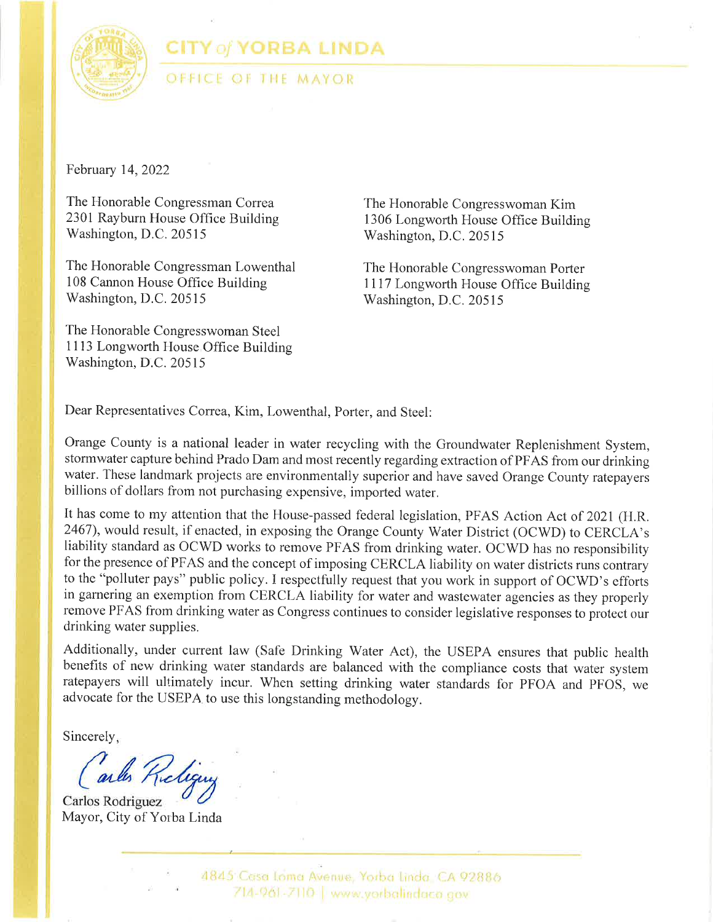# CITY *of* YORBA LINDA

## OFFICE OF THE MAYOR

February 14, 2022

The Honorable Congressman Correa
2301 Rayburn House Office Building
Washington, D.C. 20515

The Honorable Congresswoman Kim
1306 Longworth House Office Building
Washington, D.C. 20515

The Honorable Congressman Lowenthal
108 Cannon House Office Building
Washington, D.C. 20515

The Honorable Congresswoman Porter
1117 Longworth House Office Building
Washington, D.C. 20515

The Honorable Congresswoman Steel
1113 Longworth House Office Building
Washington, D.C. 20515

Dear Representatives Correa, Kim, Lowenthal, Porter, and Steel:

Orange County is a national leader in water recycling with the Groundwater Replenishment System, stormwater capture behind Prado Dam and most recently regarding extraction of PFAS from our drinking water. These landmark projects are environmentally superior and have saved Orange County ratepayers billions of dollars from not purchasing expensive, imported water.

It has come to my attention that the House-passed federal legislation, PFAS Action Act of 2021 (H.R. 2467), would result, if enacted, in exposing the Orange County Water District (OCWD) to CERCLA's liability standard as OCWD works to remove PFAS from drinking water. OCWD has no responsibility for the presence of PFAS and the concept of imposing CERCLA liability on water districts runs contrary to the "polluter pays" public policy. I respectfully request that you work in support of OCWD's efforts in garnering an exemption from CERCLA liability for water and wastewater agencies as they properly remove PFAS from drinking water as Congress continues to consider legislative responses to protect our drinking water supplies.

Additionally, under current law (Safe Drinking Water Act), the USEPA ensures that public health benefits of new drinking water standards are balanced with the compliance costs that water system ratepayers will ultimately incur. When setting drinking water standards for PFOA and PFOS, we advocate for the USEPA to use this longstanding methodology.

Sincerely,

Carlos Rodriguez
Mayor, City of Yorba Linda

4845 Casa Loma Avenue, Yorba Linda, CA 92886
714-961-7110 | www.yorbalindaca.gov